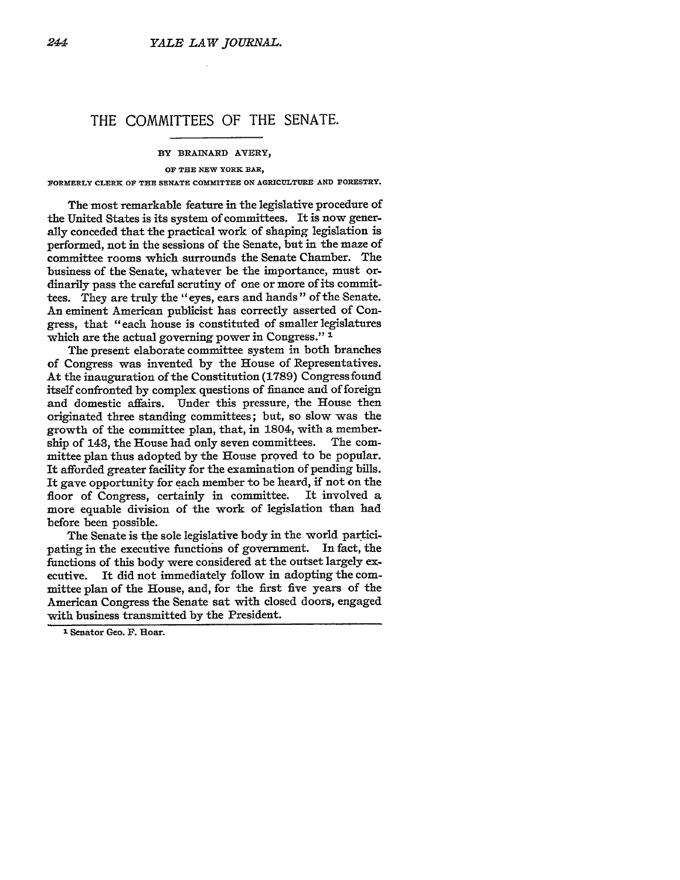# THE COMMITTEES OF THE SENATE.

BY BRAINARD AVERY,

OF THE NEW YORK BAR,

FORMERLY CLERK OF THE SENATE COMMITTEE ON AGRICULTURE AND FORESTRY.

The most remarkable feature in the legislative procedure of the United States is its system of committees. It is now generally conceded that the practical work of shaping legislation is performed, not in the sessions of the Senate, but in the maze of committee rooms which surrounds the Senate Chamber. The business of the Senate, whatever be the importance, must ordinarily pass the careful scrutiny of one or more of its committees. They are truly the "eyes, ears and hands" of the Senate. An eminent American publicist has correctly asserted of Congress, that "each house is constituted of smaller legislatures which are the actual governing power in Congress." [1]

The present elaborate committee system in both branches of Congress was invented by the House of Representatives. At the inauguration of the Constitution (1789) Congress found itself confronted by complex questions of finance and of foreign and domestic affairs. Under this pressure, the House then originated three standing committees; but, so slow was the growth of the committee plan, that, in 1804, with a membership of 143, the House had only seven committees. The committee plan thus adopted by the House proved to be popular. It afforded greater facility for the examination of pending bills. It gave opportunity for each member to be heard, if not on the floor of Congress, certainly in committee. It involved a more equable division of the work of legislation than had before been possible.

The Senate is the sole legislative body in the world participating in the executive functions of government. In fact, the functions of this body were considered at the outset largely executive. It did not immediately follow in adopting the committee plan of the House, and, for the first five years of the American Congress the Senate sat with closed doors, engaged with business transmitted by the President.

[1] Senator Geo. F. Hoar.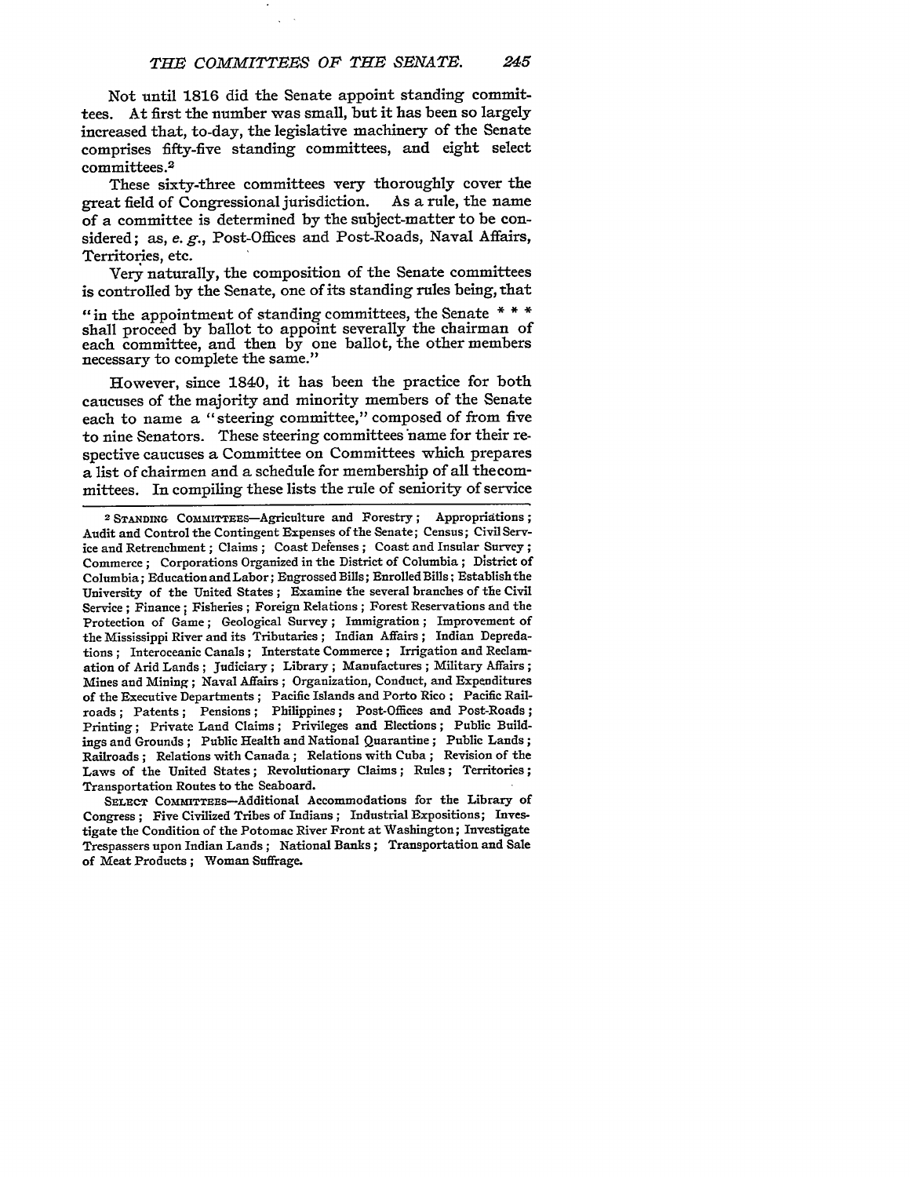Not until 1816 did the Senate appoint standing committees. At first the number was small, but it has been so largely increased that, to-day, the legislative machinery of the Senate comprises fifty-five standing committees, and eight select committees.[2]

These sixty-three committees very thoroughly cover the great field of Congressional jurisdiction. As a rule, the name of a committee is determined by the subject-matter to be considered; as, *e. g.*, Post-Offices and Post-Roads, Naval Affairs, Territories, etc.

Very naturally, the composition of the Senate committees is controlled by the Senate, one of its standing rules being, that

> "in the appointment of standing committees, the Senate * * * shall proceed by ballot to appoint severally the chairman of each committee, and then by one ballot, the other members necessary to complete the same."

However, since 1840, it has been the practice for both caucuses of the majority and minority members of the Senate each to name a "steering committee," composed of from five to nine Senators. These steering committees name for their respective caucuses a Committee on Committees which prepares a list of chairmen and a schedule for membership of all the committees. In compiling these lists the rule of seniority of service

---

[2] STANDING COMMITTEES—Agriculture and Forestry; Appropriations; Audit and Control the Contingent Expenses of the Senate; Census; Civil Service and Retrenchment; Claims; Coast Defenses; Coast and Insular Survey; Commerce; Corporations Organized in the District of Columbia; District of Columbia; Education and Labor; Engrossed Bills; Enrolled Bills; Establish the University of the United States; Examine the several branches of the Civil Service; Finance; Fisheries; Foreign Relations; Forest Reservations and the Protection of Game; Geological Survey; Immigration; Improvement of the Mississippi River and its Tributaries; Indian Affairs; Indian Depredations; Interoceanic Canals; Interstate Commerce; Irrigation and Reclamation of Arid Lands; Judiciary; Library; Manufactures; Military Affairs; Mines and Mining; Naval Affairs; Organization, Conduct, and Expenditures of the Executive Departments; Pacific Islands and Porto Rico; Pacific Railroads; Patents; Pensions; Philippines; Post-Offices and Post-Roads; Printing; Private Land Claims; Privileges and Elections; Public Buildings and Grounds; Public Health and National Quarantine; Public Lands; Railroads; Relations with Canada; Relations with Cuba; Revision of the Laws of the United States; Revolutionary Claims; Rules; Territories; Transportation Routes to the Seaboard.

SELECT COMMITTEES—Additional Accommodations for the Library of Congress; Five Civilized Tribes of Indians; Industrial Expositions; Investigate the Condition of the Potomac River Front at Washington; Investigate Trespassers upon Indian Lands; National Banks; Transportation and Sale of Meat Products; Woman Suffrage.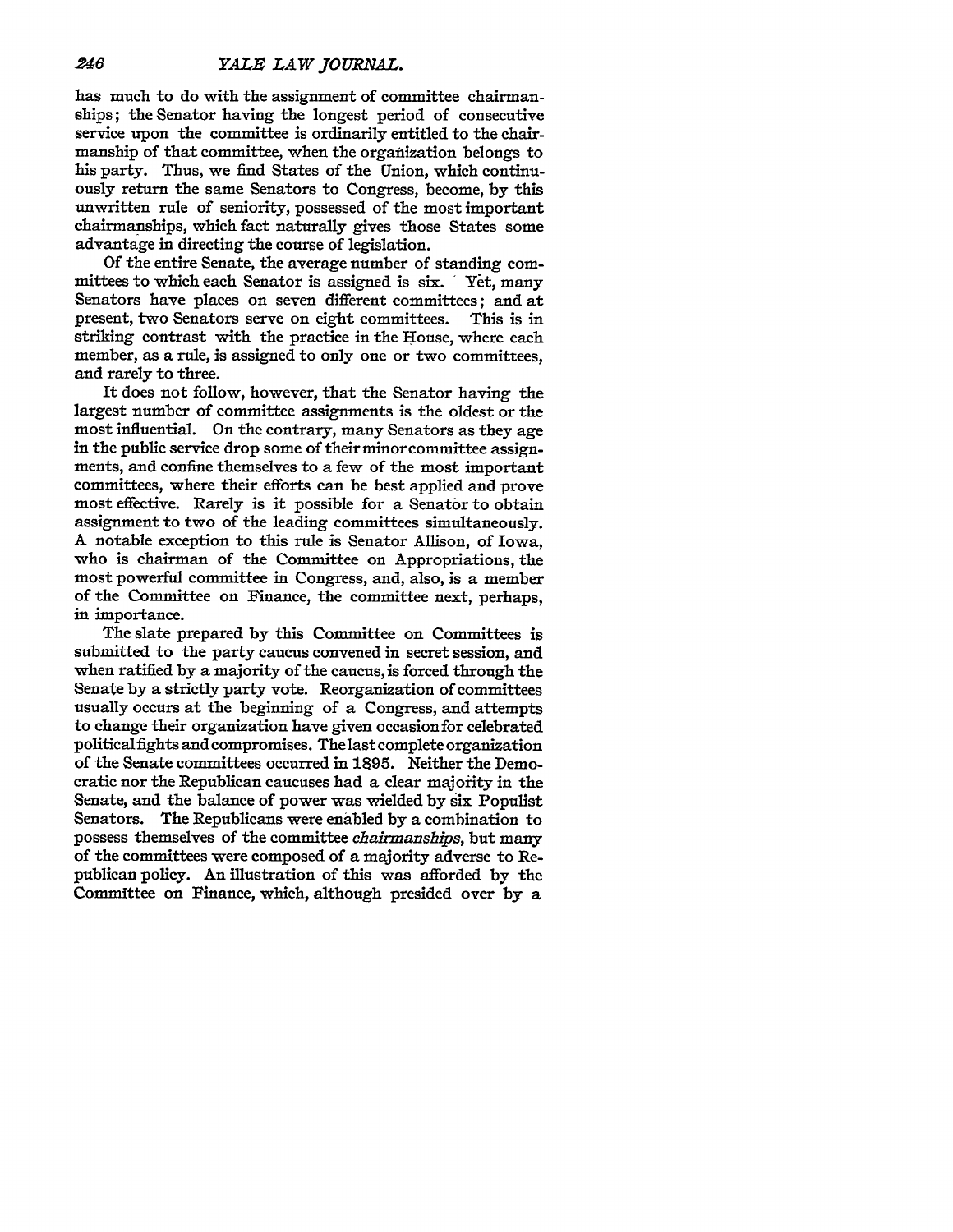has much to do with the assignment of committee chairmanships; the Senator having the longest period of consecutive service upon the committee is ordinarily entitled to the chairmanship of that committee, when the organization belongs to his party. Thus, we find States of the Union, which continuously return the same Senators to Congress, become, by this unwritten rule of seniority, possessed of the most important chairmanships, which fact naturally gives those States some advantage in directing the course of legislation.

Of the entire Senate, the average number of standing committees to which each Senator is assigned is six. Yet, many Senators have places on seven different committees; and at present, two Senators serve on eight committees. This is in striking contrast with the practice in the House, where each member, as a rule, is assigned to only one or two committees, and rarely to three.

It does not follow, however, that the Senator having the largest number of committee assignments is the oldest or the most influential. On the contrary, many Senators as they age in the public service drop some of their minor committee assignments, and confine themselves to a few of the most important committees, where their efforts can be best applied and prove most effective. Rarely is it possible for a Senator to obtain assignment to two of the leading committees simultaneously. A notable exception to this rule is Senator Allison, of Iowa, who is chairman of the Committee on Appropriations, the most powerful committee in Congress, and, also, is a member of the Committee on Finance, the committee next, perhaps, in importance.

The slate prepared by this Committee on Committees is submitted to the party caucus convened in secret session, and when ratified by a majority of the caucus, is forced through the Senate by a strictly party vote. Reorganization of committees usually occurs at the beginning of a Congress, and attempts to change their organization have given occasion for celebrated political fights and compromises. The last complete organization of the Senate committees occurred in 1895. Neither the Democratic nor the Republican caucuses had a clear majority in the Senate, and the balance of power was wielded by six Populist Senators. The Republicans were enabled by a combination to possess themselves of the committee *chairmanships*, but many of the committees were composed of a majority adverse to Republican policy. An illustration of this was afforded by the Committee on Finance, which, although presided over by a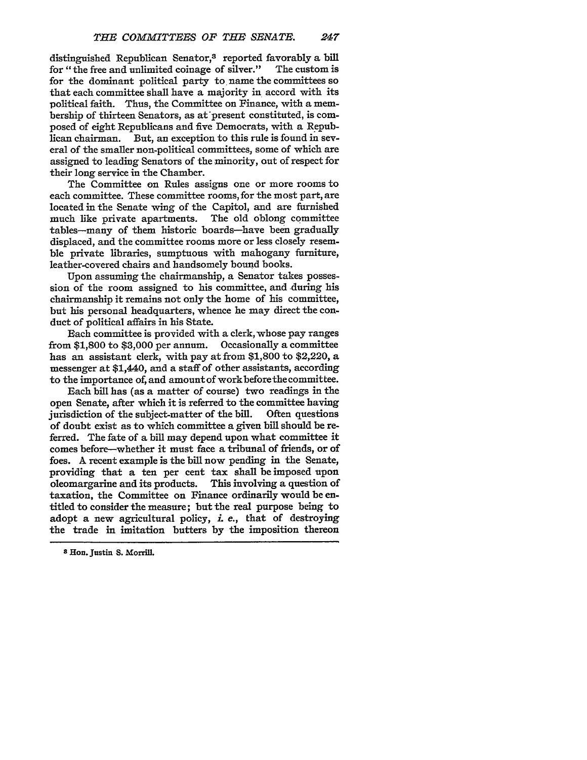distinguished Republican Senator,[8] reported favorably a bill for "the free and unlimited coinage of silver." The custom is for the dominant political party to name the committees so that each committee shall have a majority in accord with its political faith. Thus, the Committee on Finance, with a membership of thirteen Senators, as at present constituted, is composed of eight Republicans and five Democrats, with a Republican chairman. But, an exception to this rule is found in several of the smaller non-political committees, some of which are assigned to leading Senators of the minority, out of respect for their long service in the Chamber.

The Committee on Rules assigns one or more rooms to each committee. These committee rooms, for the most part, are located in the Senate wing of the Capitol, and are furnished much like private apartments. The old oblong committee tables—many of them historic boards—have been gradually displaced, and the committee rooms more or less closely resemble private libraries, sumptuous with mahogany furniture, leather-covered chairs and handsomely bound books.

Upon assuming the chairmanship, a Senator takes possession of the room assigned to his committee, and during his chairmanship it remains not only the home of his committee, but his personal headquarters, whence he may direct the conduct of political affairs in his State.

Each committee is provided with a clerk, whose pay ranges from $1,800 to $3,000 per annum. Occasionally a committee has an assistant clerk, with pay at from $1,800 to $2,220, a messenger at $1,440, and a staff of other assistants, according to the importance of, and amount of work before the committee.

Each bill has (as a matter of course) two readings in the open Senate, after which it is referred to the committee having jurisdiction of the subject-matter of the bill. Often questions of doubt exist as to which committee a given bill should be referred. The fate of a bill may depend upon what committee it comes before—whether it must face a tribunal of friends, or of foes. A recent example is the bill now pending in the Senate, providing that a ten per cent tax shall be imposed upon oleomargarine and its products. This involving a question of taxation, the Committee on Finance ordinarily would be entitled to consider the measure; but the real purpose being to adopt a new agricultural policy, *i. e.*, that of destroying the trade in imitation butters by the imposition thereon

[8] Hon. Justin S. Morrill.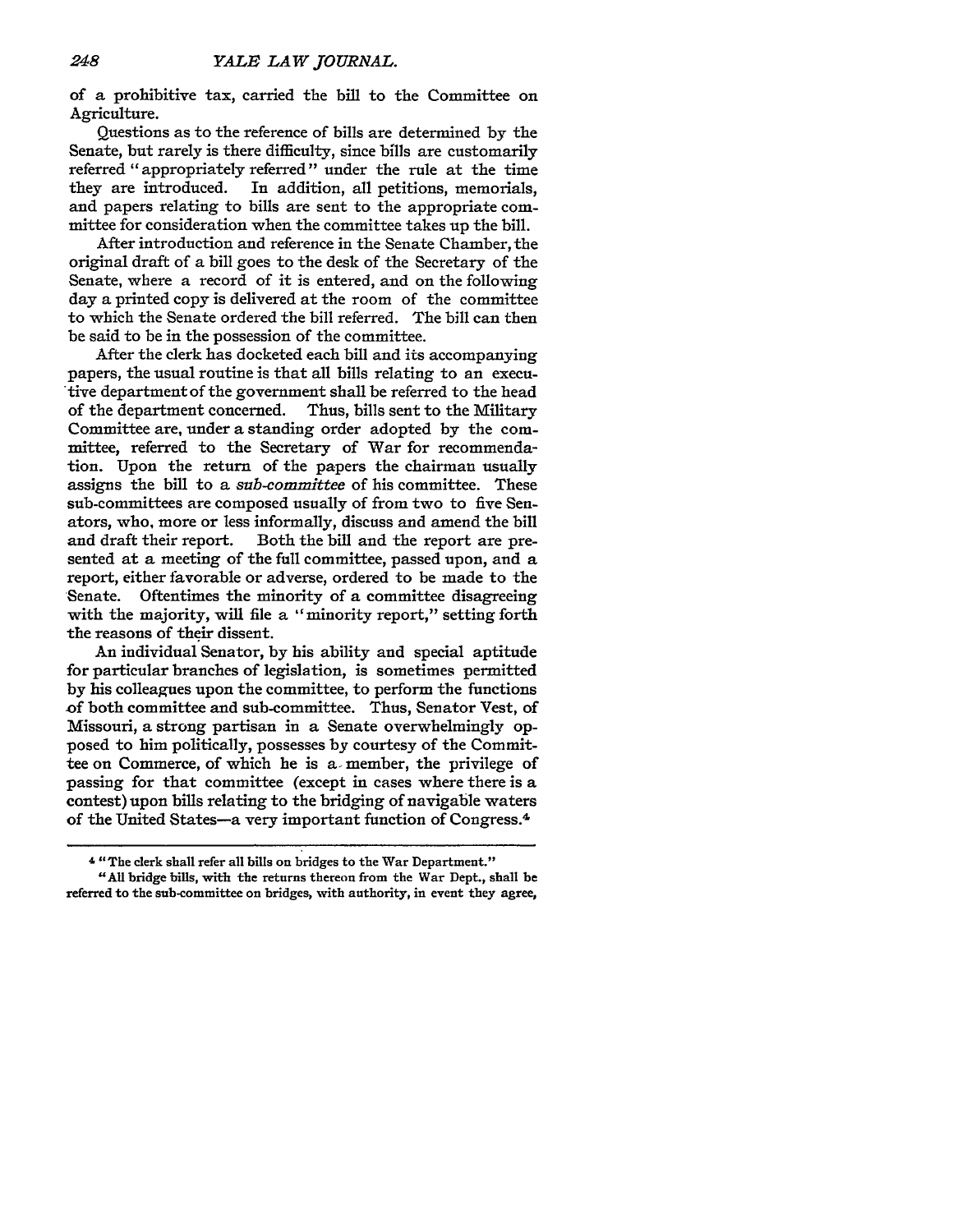of a prohibitive tax, carried the bill to the Committee on Agriculture.

Questions as to the reference of bills are determined by the Senate, but rarely is there difficulty, since bills are customarily referred "appropriately referred" under the rule at the time they are introduced. In addition, all petitions, memorials, and papers relating to bills are sent to the appropriate committee for consideration when the committee takes up the bill.

After introduction and reference in the Senate Chamber, the original draft of a bill goes to the desk of the Secretary of the Senate, where a record of it is entered, and on the following day a printed copy is delivered at the room of the committee to which the Senate ordered the bill referred. The bill can then be said to be in the possession of the committee.

After the clerk has docketed each bill and its accompanying papers, the usual routine is that all bills relating to an executive department of the government shall be referred to the head of the department concerned. Thus, bills sent to the Military Committee are, under a standing order adopted by the committee, referred to the Secretary of War for recommendation. Upon the return of the papers the chairman usually assigns the bill to a *sub-committee* of his committee. These sub-committees are composed usually of from two to five Senators, who, more or less informally, discuss and amend the bill and draft their report. Both the bill and the report are presented at a meeting of the full committee, passed upon, and a report, either favorable or adverse, ordered to be made to the Senate. Oftentimes the minority of a committee disagreeing with the majority, will file a "minority report," setting forth the reasons of their dissent.

An individual Senator, by his ability and special aptitude for particular branches of legislation, is sometimes permitted by his colleagues upon the committee, to perform the functions of both committee and sub-committee. Thus, Senator Vest, of Missouri, a strong partisan in a Senate overwhelmingly opposed to him politically, possesses by courtesy of the Committee on Commerce, of which he is a member, the privilege of passing for that committee (except in cases where there is a contest) upon bills relating to the bridging of navigable waters of the United States—a very important function of Congress.[4]

---

[4] "The clerk shall refer all bills on bridges to the War Department."

"All bridge bills, with the returns thereon from the War Dept., shall be referred to the sub-committee on bridges, with authority, in event they agree,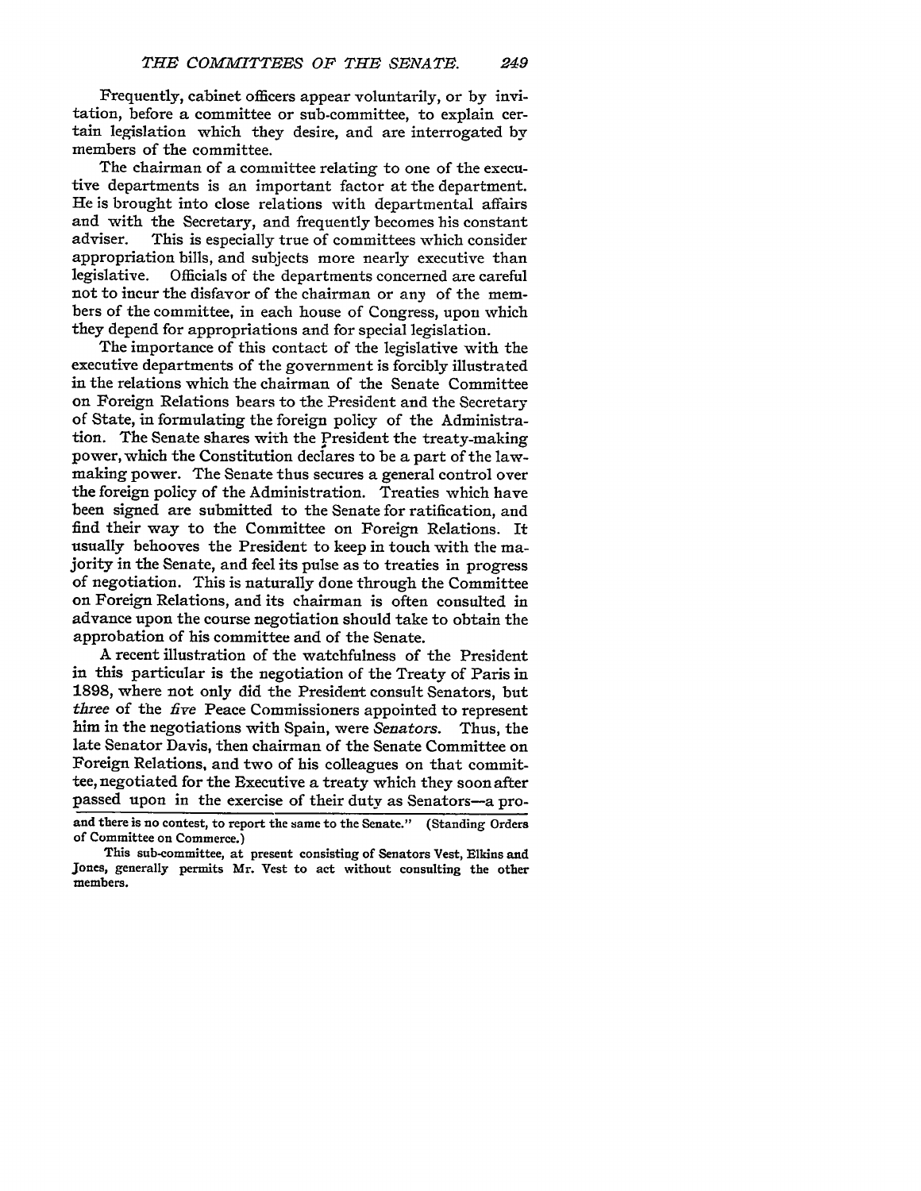Frequently, cabinet officers appear voluntarily, or by invitation, before a committee or sub-committee, to explain certain legislation which they desire, and are interrogated by members of the committee.

The chairman of a committee relating to one of the executive departments is an important factor at the department. He is brought into close relations with departmental affairs and with the Secretary, and frequently becomes his constant adviser. This is especially true of committees which consider appropriation bills, and subjects more nearly executive than legislative. Officials of the departments concerned are careful not to incur the disfavor of the chairman or any of the members of the committee, in each house of Congress, upon which they depend for appropriations and for special legislation.

The importance of this contact of the legislative with the executive departments of the government is forcibly illustrated in the relations which the chairman of the Senate Committee on Foreign Relations bears to the President and the Secretary of State, in formulating the foreign policy of the Administration. The Senate shares with the President the treaty-making power, which the Constitution declares to be a part of the law-making power. The Senate thus secures a general control over the foreign policy of the Administration. Treaties which have been signed are submitted to the Senate for ratification, and find their way to the Committee on Foreign Relations. It usually behooves the President to keep in touch with the majority in the Senate, and feel its pulse as to treaties in progress of negotiation. This is naturally done through the Committee on Foreign Relations, and its chairman is often consulted in advance upon the course negotiation should take to obtain the approbation of his committee and of the Senate.

A recent illustration of the watchfulness of the President in this particular is the negotiation of the Treaty of Paris in 1898, where not only did the President consult Senators, but *three* of the *five* Peace Commissioners appointed to represent him in the negotiations with Spain, were *Senators*. Thus, the late Senator Davis, then chairman of the Senate Committee on Foreign Relations, and two of his colleagues on that committee, negotiated for the Executive a treaty which they soon after passed upon in the exercise of their duty as Senators—a pro-

---

and there is no contest, to report the same to the Senate." (Standing Orders of Committee on Commerce.)

This sub-committee, at present consisting of Senators Vest, Elkins and Jones, generally permits Mr. Vest to act without consulting the other members.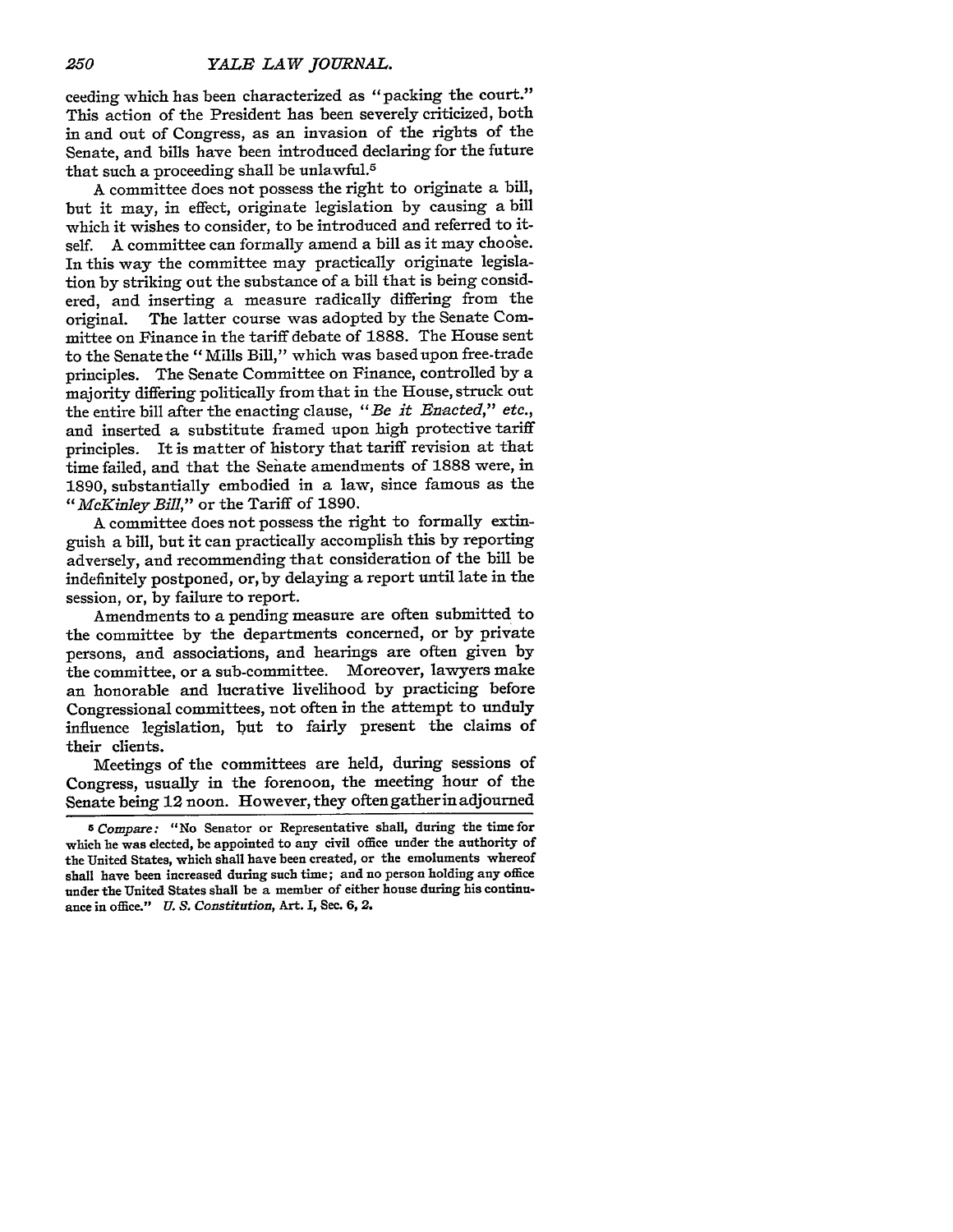ceeding which has been characterized as "packing the court." This action of the President has been severely criticized, both in and out of Congress, as an invasion of the rights of the Senate, and bills have been introduced declaring for the future that such a proceeding shall be unlawful.[5]

A committee does not possess the right to originate a bill, but it may, in effect, originate legislation by causing a bill which it wishes to consider, to be introduced and referred to itself. A committee can formally amend a bill as it may choose. In this way the committee may practically originate legislation by striking out the substance of a bill that is being considered, and inserting a measure radically differing from the original. The latter course was adopted by the Senate Committee on Finance in the tariff debate of 1888. The House sent to the Senate the "Mills Bill," which was based upon free-trade principles. The Senate Committee on Finance, controlled by a majority differing politically from that in the House, struck out the entire bill after the enacting clause, "*Be it Enacted*," *etc.*, and inserted a substitute framed upon high protective tariff principles. It is matter of history that tariff revision at that time failed, and that the Senate amendments of 1888 were, in 1890, substantially embodied in a law, since famous as the "*McKinley Bill*," or the Tariff of 1890.

A committee does not possess the right to formally extinguish a bill, but it can practically accomplish this by reporting adversely, and recommending that consideration of the bill be indefinitely postponed, or, by delaying a report until late in the session, or, by failure to report.

Amendments to a pending measure are often submitted to the committee by the departments concerned, or by private persons, and associations, and hearings are often given by the committee, or a sub-committee. Moreover, lawyers make an honorable and lucrative livelihood by practicing before Congressional committees, not often in the attempt to unduly influence legislation, but to fairly present the claims of their clients.

Meetings of the committees are held, during sessions of Congress, usually in the forenoon, the meeting hour of the Senate being 12 noon. However, they often gather in adjourned

[5] *Compare:* "No Senator or Representative shall, during the time for which he was elected, be appointed to any civil office under the authority of the United States, which shall have been created, or the emoluments whereof shall have been increased during such time; and no person holding any office under the United States shall be a member of either house during his continuance in office." *U. S. Constitution*, Art. I, Sec. 6, 2.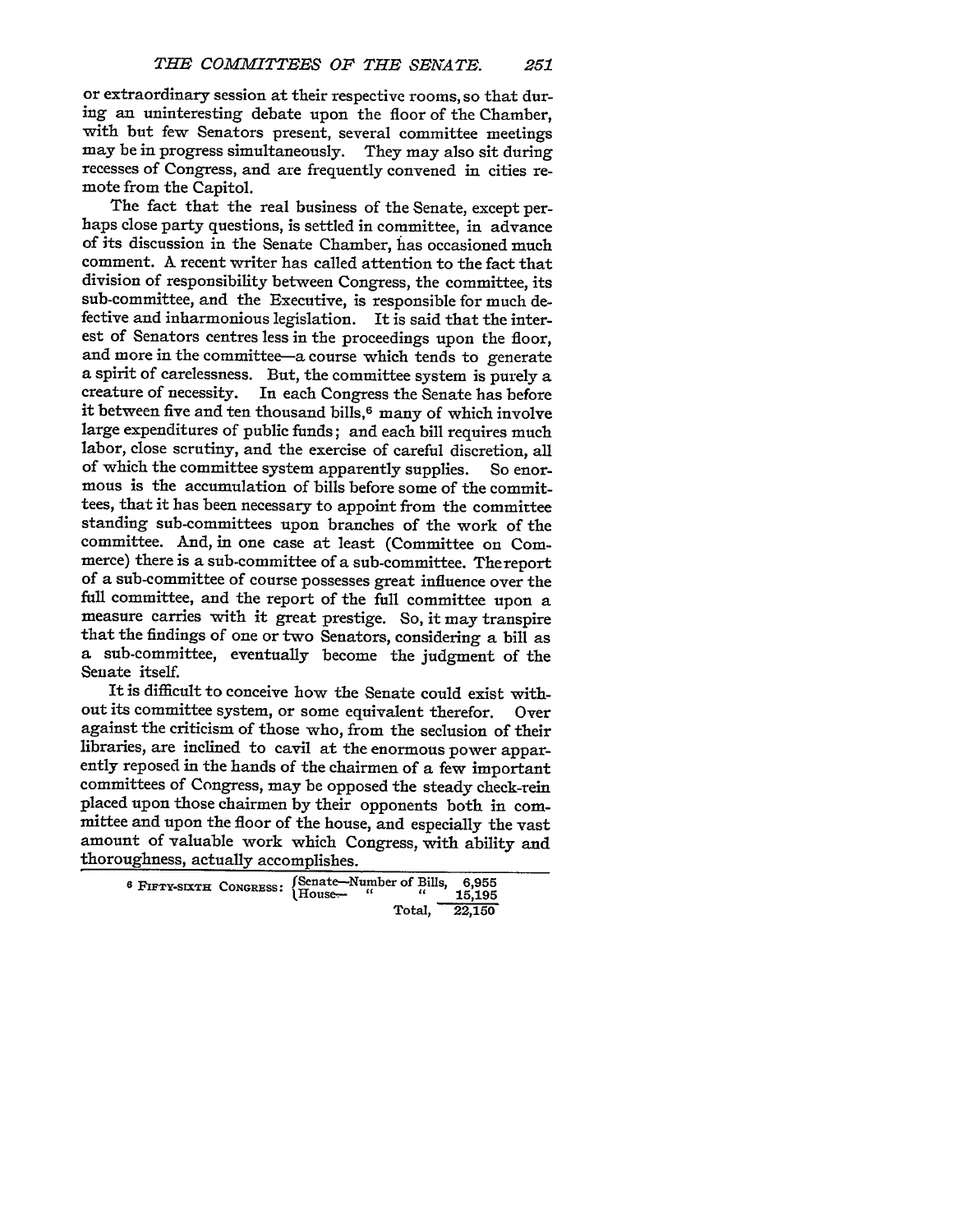or extraordinary session at their respective rooms, so that during an uninteresting debate upon the floor of the Chamber, with but few Senators present, several committee meetings may be in progress simultaneously. They may also sit during recesses of Congress, and are frequently convened in cities remote from the Capitol.

The fact that the real business of the Senate, except perhaps close party questions, is settled in committee, in advance of its discussion in the Senate Chamber, has occasioned much comment. A recent writer has called attention to the fact that division of responsibility between Congress, the committee, its sub-committee, and the Executive, is responsible for much defective and inharmonious legislation. It is said that the interest of Senators centres less in the proceedings upon the floor, and more in the committee—a course which tends to generate a spirit of carelessness. But, the committee system is purely a creature of necessity. In each Congress the Senate has before it between five and ten thousand bills,[6] many of which involve large expenditures of public funds; and each bill requires much labor, close scrutiny, and the exercise of careful discretion, all of which the committee system apparently supplies. So enormous is the accumulation of bills before some of the committees, that it has been necessary to appoint from the committee standing sub-committees upon branches of the work of the committee. And, in one case at least (Committee on Commerce) there is a sub-committee of a sub-committee. The report of a sub-committee of course possesses great influence over the full committee, and the report of the full committee upon a measure carries with it great prestige. So, it may transpire that the findings of one or two Senators, considering a bill as a sub-committee, eventually become the judgment of the Senate itself.

It is difficult to conceive how the Senate could exist without its committee system, or some equivalent therefor. Over against the criticism of those who, from the seclusion of their libraries, are inclined to cavil at the enormous power apparently reposed in the hands of the chairmen of a few important committees of Congress, may be opposed the steady check-rein placed upon those chairmen by their opponents both in committee and upon the floor of the house, and especially the vast amount of valuable work which Congress, with ability and thoroughness, actually accomplishes.

---

[6] FIFTY-SIXTH CONGRESS:

| | | |
|---|---|---|
| FIFTY-SIXTH CONGRESS: | Senate—Number of Bills, | 6,955 |
| | House— " " | 15,195 |
| | Total, | 22,150 |